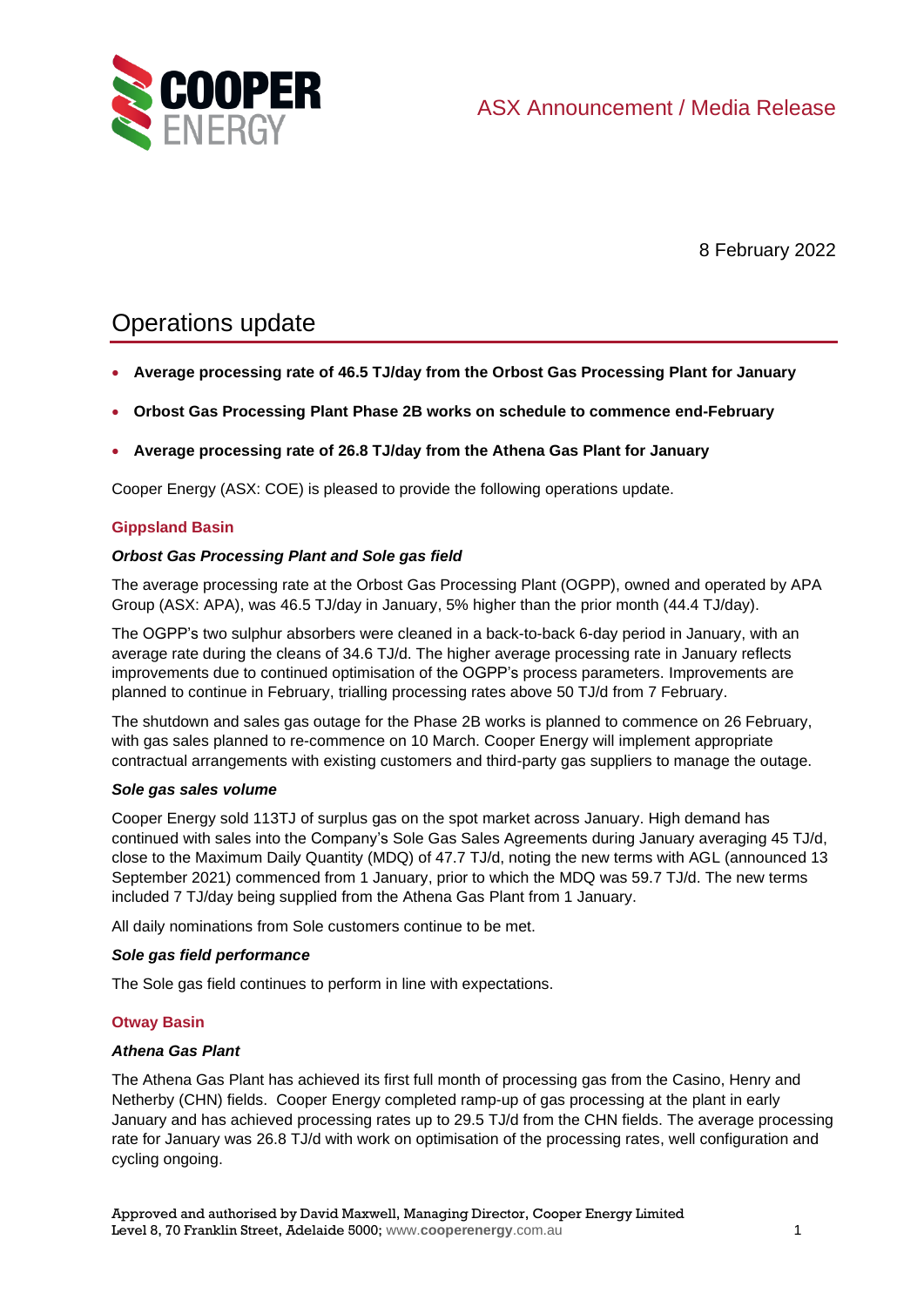ASX Announcement / Media Release

8 February 2022

# Operations update

- **Average processing rate of 46.5 TJ/day from the Orbost Gas Processing Plant for January**
- **Orbost Gas Processing Plant Phase 2B works on schedule to commence end-February**
- **Average processing rate of 26.8 TJ/day from the Athena Gas Plant for January**

Cooper Energy (ASX: COE) is pleased to provide the following operations update.

## Gippsland Basin

### *Orbost Gas Processing Plant and Sole gas field*

The average processing rate at the Orbost Gas Processing Plant (OGPP), owned and operated by APA Group (ASX: APA), was 46.5 TJ/day in January, 5% higher than the prior month (44.4 TJ/day).

The OGPP's two sulphur absorbers were cleaned in a back-to-back 6-day period in January, with an average rate during the cleans of 34.6 TJ/d. The higher average processing rate in January reflects improvements due to continued optimisation of the OGPP's process parameters. Improvements are planned to continue in February, trialling processing rates above 50 TJ/d from 7 February.

The shutdown and sales gas outage for the Phase 2B works is planned to commence on 26 February, with gas sales planned to re-commence on 10 March. Cooper Energy will implement appropriate contractual arrangements with existing customers and third-party gas suppliers to manage the outage.

### *Sole gas sales volume*

Cooper Energy sold 113TJ of surplus gas on the spot market across January. High demand has continued with sales into the Company's Sole Gas Sales Agreements during January averaging 45 TJ/d, close to the Maximum Daily Quantity (MDQ) of 47.7 TJ/d, noting the new terms with AGL (announced 13 September 2021) commenced from 1 January, prior to which the MDQ was 59.7 TJ/d. The new terms included 7 TJ/day being supplied from the Athena Gas Plant from 1 January.

All daily nominations from Sole customers continue to be met.

### *Sole gas field performance*

The Sole gas field continues to perform in line with expectations.

## Otway Basin

### *Athena Gas Plant*

The Athena Gas Plant has achieved its first full month of processing gas from the Casino, Henry and Netherby (CHN) fields. Cooper Energy completed ramp-up of gas processing at the plant in early January and has achieved processing rates up to 29.5 TJ/d from the CHN fields. The average processing rate for January was 26.8 TJ/d with work on optimisation of the processing rates, well configuration and cycling ongoing.

Approved and authorised by David Maxwell, Managing Director, Cooper Energy Limited
Level 8, 70 Franklin Street, Adelaide 5000; www.cooperenergy.com.au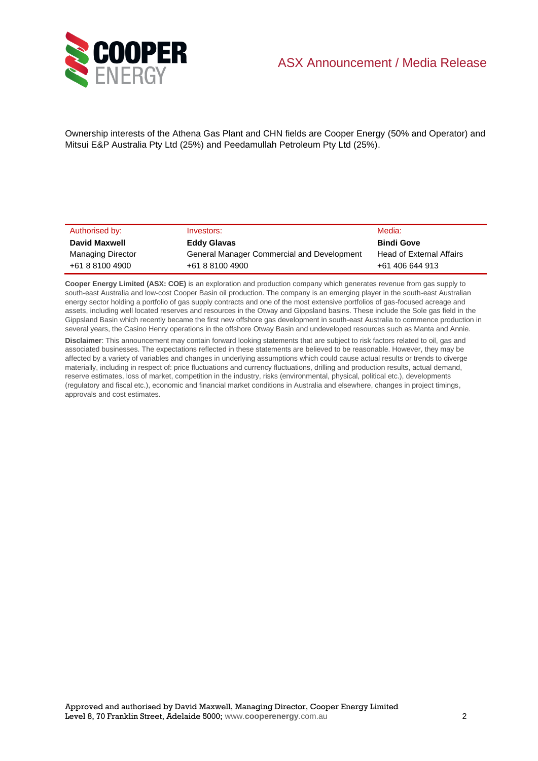Ownership interests of the Athena Gas Plant and CHN fields are Cooper Energy (50% and Operator) and Mitsui E&P Australia Pty Ltd (25%) and Peedamullah Petroleum Pty Ltd (25%).

| Authorised by: | Investors: | Media: |
|---|---|---|
| **David Maxwell** | **Eddy Glavas** | **Bindi Gove** |
| Managing Director | General Manager Commercial and Development | Head of External Affairs |
| +61 8 8100 4900 | +61 8 8100 4900 | +61 406 644 913 |

**Cooper Energy Limited (ASX: COE)** is an exploration and production company which generates revenue from gas supply to south-east Australia and low-cost Cooper Basin oil production. The company is an emerging player in the south-east Australian energy sector holding a portfolio of gas supply contracts and one of the most extensive portfolios of gas-focused acreage and assets, including well located reserves and resources in the Otway and Gippsland basins. These include the Sole gas field in the Gippsland Basin which recently became the first new offshore gas development in south-east Australia to commence production in several years, the Casino Henry operations in the offshore Otway Basin and undeveloped resources such as Manta and Annie.

**Disclaimer**: This announcement may contain forward looking statements that are subject to risk factors related to oil, gas and associated businesses. The expectations reflected in these statements are believed to be reasonable. However, they may be affected by a variety of variables and changes in underlying assumptions which could cause actual results or trends to diverge materially, including in respect of: price fluctuations and currency fluctuations, drilling and production results, actual demand, reserve estimates, loss of market, competition in the industry, risks (environmental, physical, political etc.), developments (regulatory and fiscal etc.), economic and financial market conditions in Australia and elsewhere, changes in project timings, approvals and cost estimates.